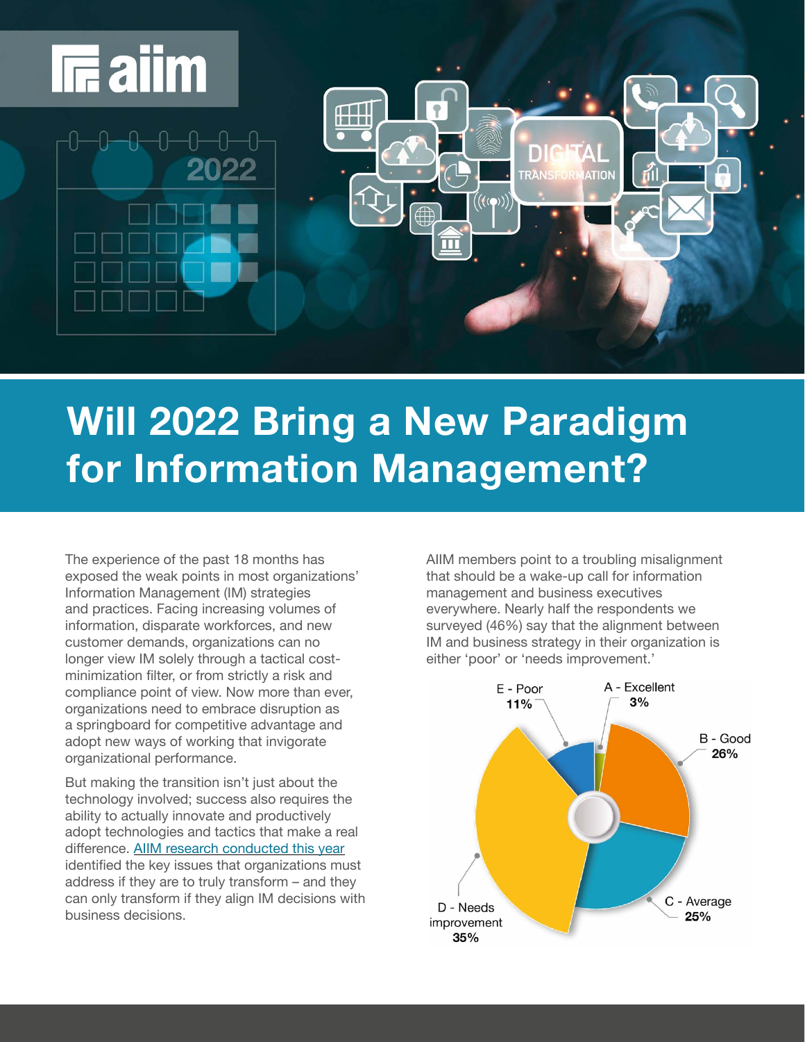# Will 2022 Bring a New Paradigm for Information Management?

The experience of the past 18 months has exposed the weak points in most organizations' Information Management (IM) strategies and practices. Facing increasing volumes of information, disparate workforces, and new customer demands, organizations can no longer view IM solely through a tactical cost-minimization filter, or from strictly a risk and compliance point of view. Now more than ever, organizations need to embrace disruption as a springboard for competitive advantage and adopt new ways of working that invigorate organizational performance.

But making the transition isn't just about the technology involved; success also requires the ability to actually innovate and productively adopt technologies and tactics that make a real difference. [AIIM research conducted this year] identified the key issues that organizations must address if they are to truly transform – and they can only transform if they align IM decisions with business decisions.

AIIM members point to a troubling misalignment that should be a wake-up call for information management and business executives everywhere. Nearly half the respondents we surveyed (46%) say that the alignment between IM and business strategy in their organization is either 'poor' or 'needs improvement.'

| Rating | Percentage |
| --- | --- |
| A - Excellent | 3% |
| B - Good | 26% |
| C - Average | 25% |
| D - Needs improvement | 35% |
| E - Poor | 11% |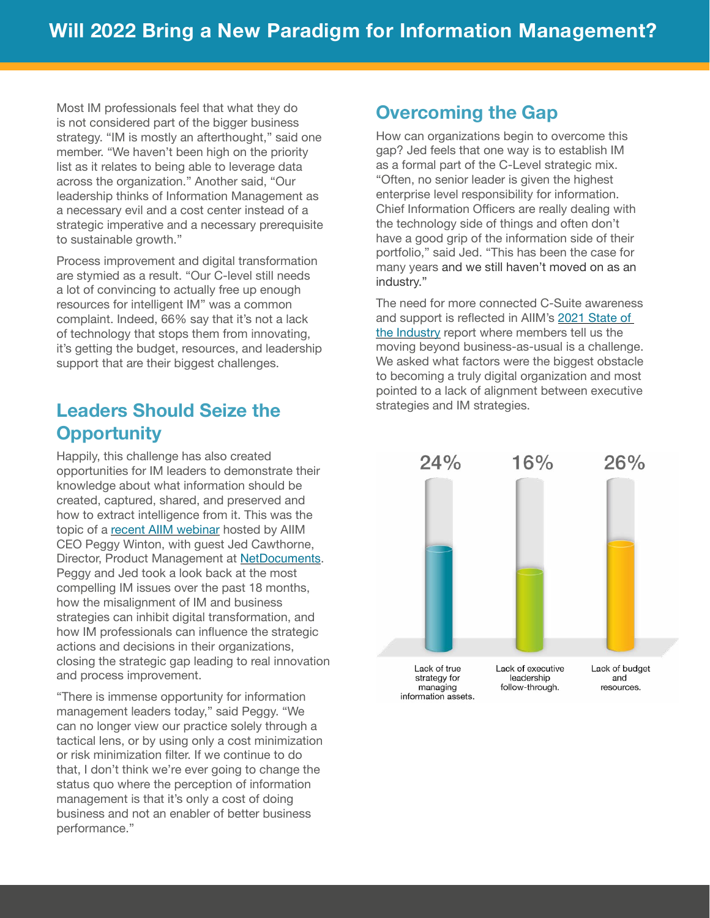# Will 2022 Bring a New Paradigm for Information Management?

Most IM professionals feel that what they do is not considered part of the bigger business strategy. "IM is mostly an afterthought," said one member. "We haven't been high on the priority list as it relates to being able to leverage data across the organization." Another said, "Our leadership thinks of Information Management as a necessary evil and a cost center instead of a strategic imperative and a necessary prerequisite to sustainable growth."

Process improvement and digital transformation are stymied as a result. "Our C-level still needs a lot of convincing to actually free up enough resources for intelligent IM" was a common complaint. Indeed, 66% say that it's not a lack of technology that stops them from innovating, it's getting the budget, resources, and leadership support that are their biggest challenges.

## Leaders Should Seize the Opportunity

Happily, this challenge has also created opportunities for IM leaders to demonstrate their knowledge about what information should be created, captured, shared, and preserved and how to extract intelligence from it. This was the topic of a [recent AIIM webinar] hosted by AIIM CEO Peggy Winton, with guest Jed Cawthorne, Director, Product Management at [NetDocuments]. Peggy and Jed took a look back at the most compelling IM issues over the past 18 months, how the misalignment of IM and business strategies can inhibit digital transformation, and how IM professionals can influence the strategic actions and decisions in their organizations, closing the strategic gap leading to real innovation and process improvement.

"There is immense opportunity for information management leaders today," said Peggy. "We can no longer view our practice solely through a tactical lens, or by using only a cost minimization or risk minimization filter. If we continue to do that, I don't think we're ever going to change the status quo where the perception of information management is that it's only a cost of doing business and not an enabler of better business performance."

## Overcoming the Gap

How can organizations begin to overcome this gap? Jed feels that one way is to establish IM as a formal part of the C-Level strategic mix. "Often, no senior leader is given the highest enterprise level responsibility for information. Chief Information Officers are really dealing with the technology side of things and often don't have a good grip of the information side of their portfolio," said Jed. "This has been the case for many years and we still haven't moved on as an industry."

The need for more connected C-Suite awareness and support is reflected in AIIM's [2021 State of the Industry] report where members tell us the moving beyond business-as-usual is a challenge. We asked what factors were the biggest obstacle to becoming a truly digital organization and most pointed to a lack of alignment between executive strategies and IM strategies.

| Lack of true strategy for managing information assets. | Lack of executive leadership follow-through. | Lack of budget and resources. |
|---|---|---|
| 24% | 16% | 26% |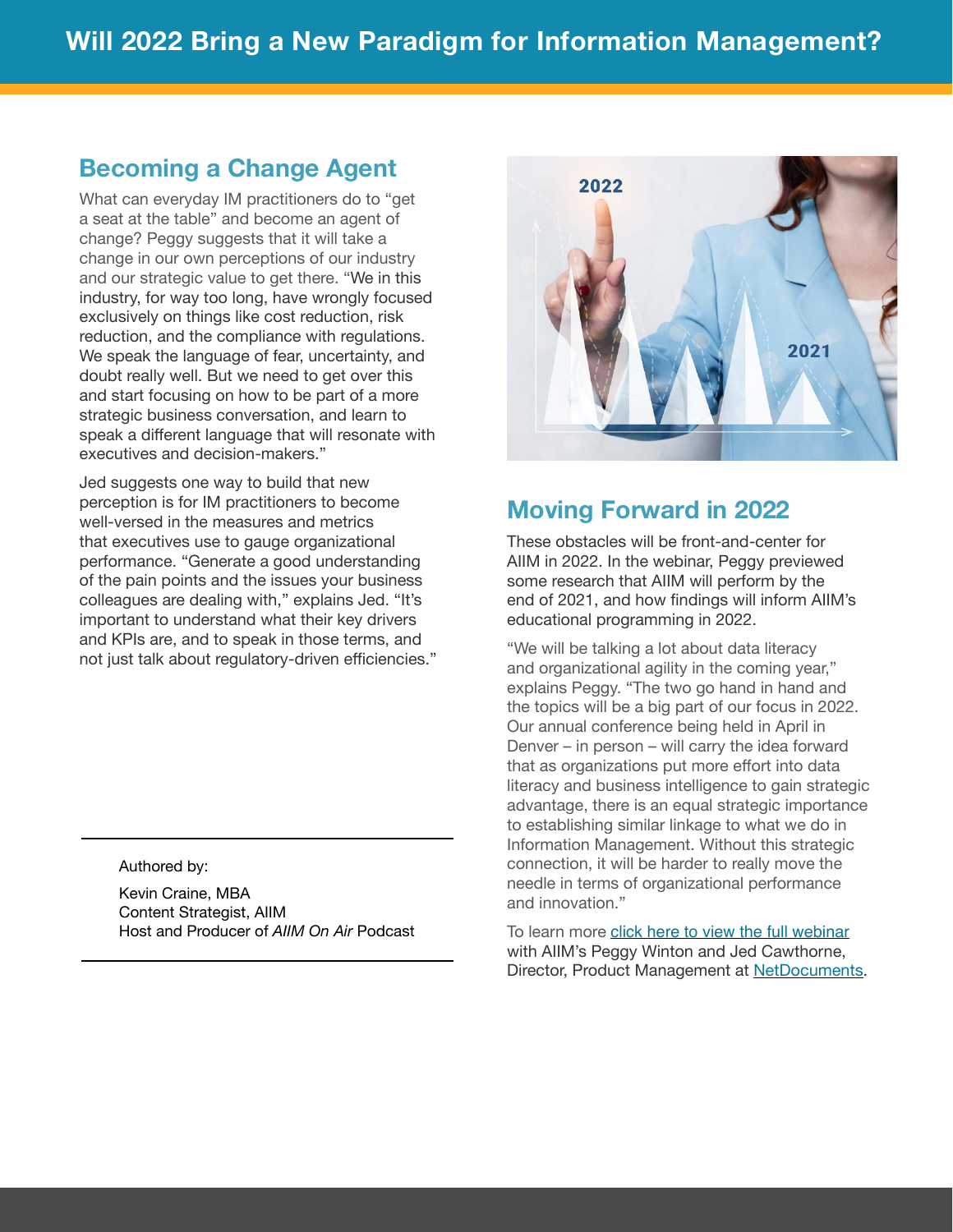# Will 2022 Bring a New Paradigm for Information Management?

## Becoming a Change Agent

What can everyday IM practitioners do to "get a seat at the table" and become an agent of change? Peggy suggests that it will take a change in our own perceptions of our industry and our strategic value to get there. "We in this industry, for way too long, have wrongly focused exclusively on things like cost reduction, risk reduction, and the compliance with regulations. We speak the language of fear, uncertainty, and doubt really well. But we need to get over this and start focusing on how to be part of a more strategic business conversation, and learn to speak a different language that will resonate with executives and decision-makers."

Jed suggests one way to build that new perception is for IM practitioners to become well-versed in the measures and metrics that executives use to gauge organizational performance. "Generate a good understanding of the pain points and the issues your business colleagues are dealing with," explains Jed. "It's important to understand what their key drivers and KPIs are, and to speak in those terms, and not just talk about regulatory-driven efficiencies."

Authored by:

Kevin Craine, MBA
Content Strategist, AIIM
Host and Producer of *AIIM On Air* Podcast

## Moving Forward in 2022

These obstacles will be front-and-center for AIIM in 2022. In the webinar, Peggy previewed some research that AIIM will perform by the end of 2021, and how findings will inform AIIM's educational programming in 2022.

"We will be talking a lot about data literacy and organizational agility in the coming year," explains Peggy. "The two go hand in hand and the topics will be a big part of our focus in 2022. Our annual conference being held in April in Denver – in person – will carry the idea forward that as organizations put more effort into data literacy and business intelligence to gain strategic advantage, there is an equal strategic importance to establishing similar linkage to what we do in Information Management. Without this strategic connection, it will be harder to really move the needle in terms of organizational performance and innovation."

To learn more click here to view the full webinar with AIIM's Peggy Winton and Jed Cawthorne, Director, Product Management at NetDocuments.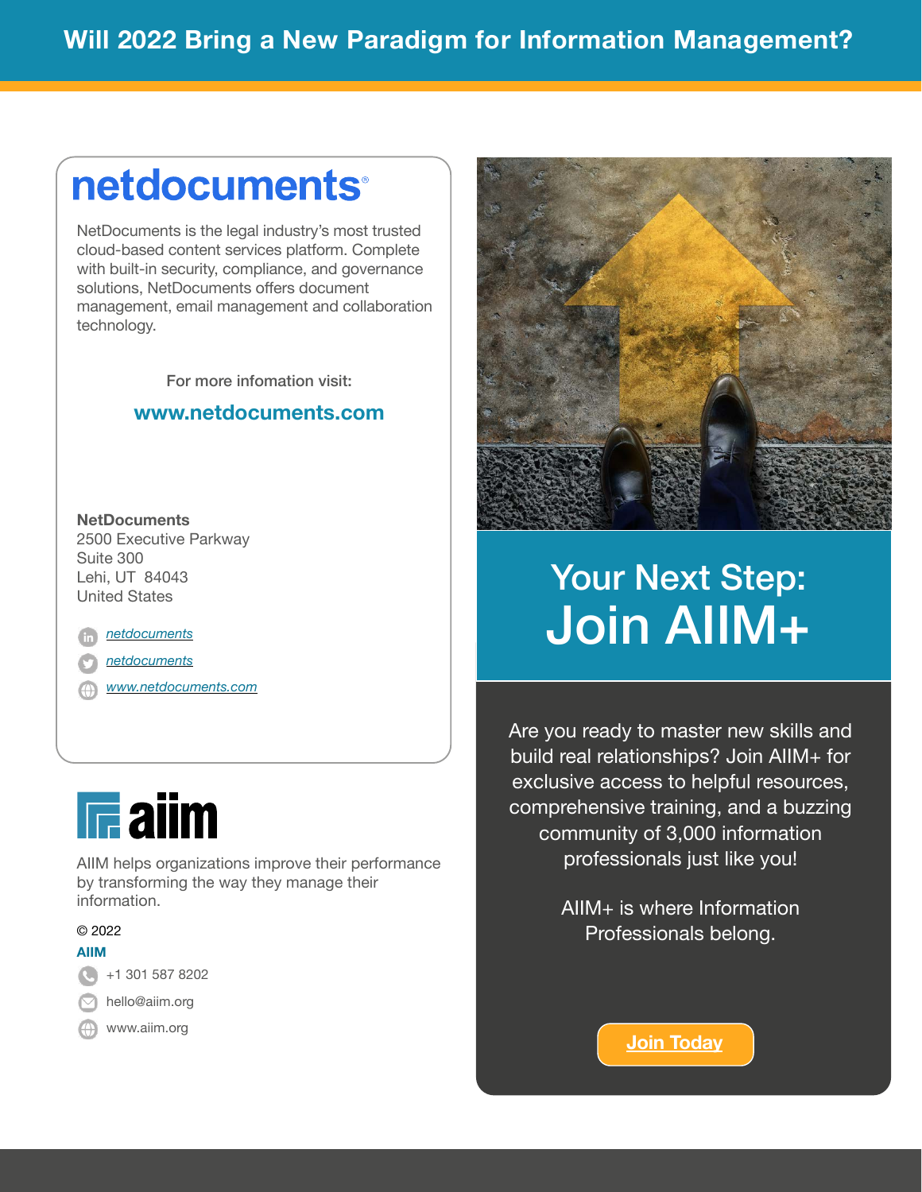# netdocuments®

NetDocuments is the legal industry's most trusted cloud-based content services platform. Complete with built-in security, compliance, and governance solutions, NetDocuments offers document management, email management and collaboration technology.

For more infomation visit:

**www.netdocuments.com**

**NetDocuments**
2500 Executive Parkway
Suite 300
Lehi, UT 84043
United States

*netdocuments*

*netdocuments*

*www.netdocuments.com*

## aiim

AIIM helps organizations improve their performance by transforming the way they manage their information.

© 2022

**AIIM**

+1 301 587 8202

hello@aiim.org

www.aiim.org

## Your Next Step: Join AIIM+

Are you ready to master new skills and build real relationships? Join AIIM+ for exclusive access to helpful resources, comprehensive training, and a buzzing community of 3,000 information professionals just like you!

AIIM+ is where Information Professionals belong.

**Join Today**